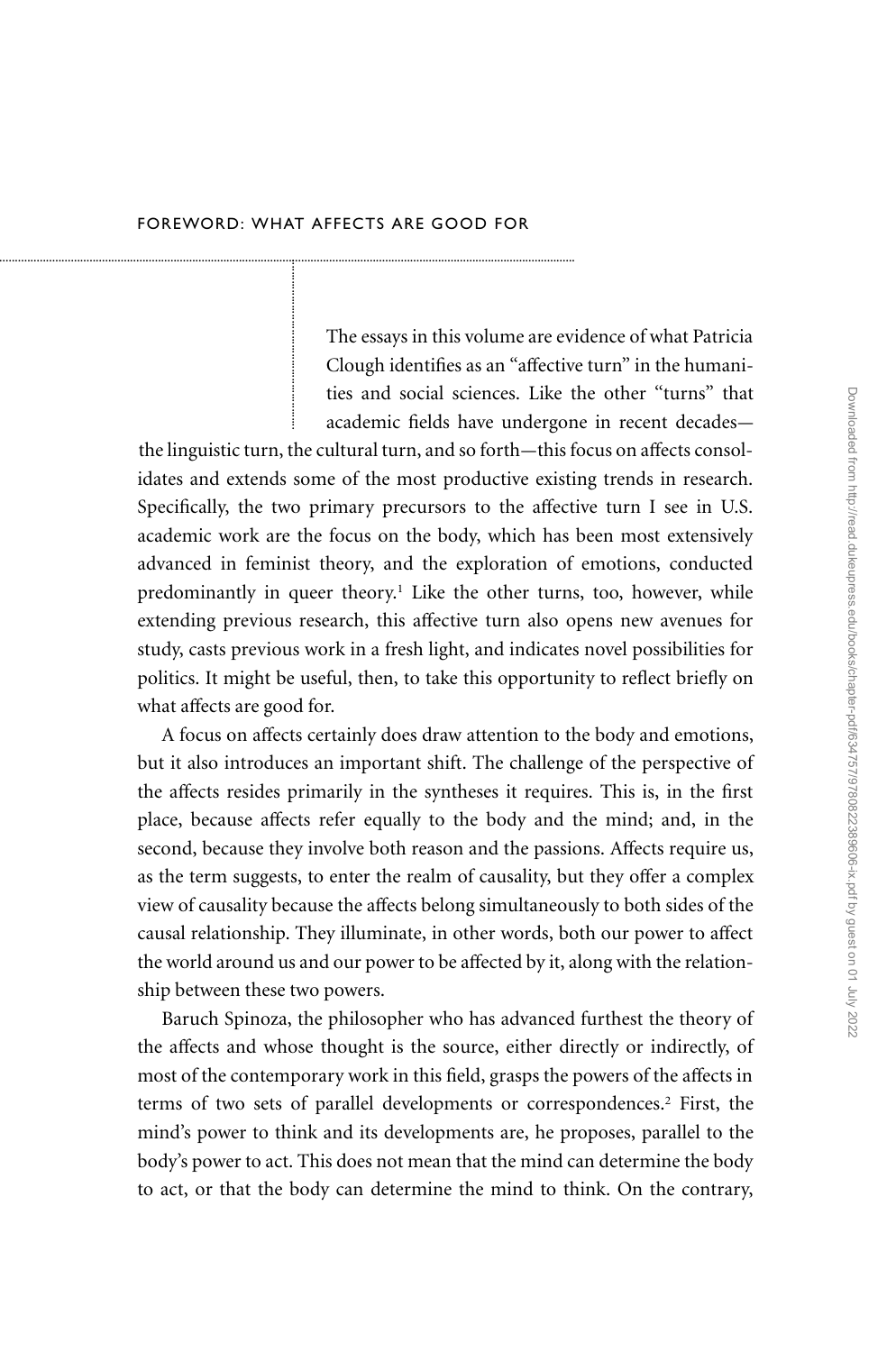# FOREWORD: WHAT AFFECTS ARE GOOD FOR

The essays in this volume are evidence of what Patricia Clough identifies as an "affective turn" in the humanities and social sciences. Like the other "turns" that academic fields have undergone in recent decades—the linguistic turn, the cultural turn, and so forth—this focus on affects consolidates and extends some of the most productive existing trends in research. Specifically, the two primary precursors to the affective turn I see in U.S. academic work are the focus on the body, which has been most extensively advanced in feminist theory, and the exploration of emotions, conducted predominantly in queer theory.[1] Like the other turns, too, however, while extending previous research, this affective turn also opens new avenues for study, casts previous work in a fresh light, and indicates novel possibilities for politics. It might be useful, then, to take this opportunity to reflect briefly on what affects are good for.

A focus on affects certainly does draw attention to the body and emotions, but it also introduces an important shift. The challenge of the perspective of the affects resides primarily in the syntheses it requires. This is, in the first place, because affects refer equally to the body and the mind; and, in the second, because they involve both reason and the passions. Affects require us, as the term suggests, to enter the realm of causality, but they offer a complex view of causality because the affects belong simultaneously to both sides of the causal relationship. They illuminate, in other words, both our power to affect the world around us and our power to be affected by it, along with the relationship between these two powers.

Baruch Spinoza, the philosopher who has advanced furthest the theory of the affects and whose thought is the source, either directly or indirectly, of most of the contemporary work in this field, grasps the powers of the affects in terms of two sets of parallel developments or correspondences.[2] First, the mind's power to think and its developments are, he proposes, parallel to the body's power to act. This does not mean that the mind can determine the body to act, or that the body can determine the mind to think. On the contrary,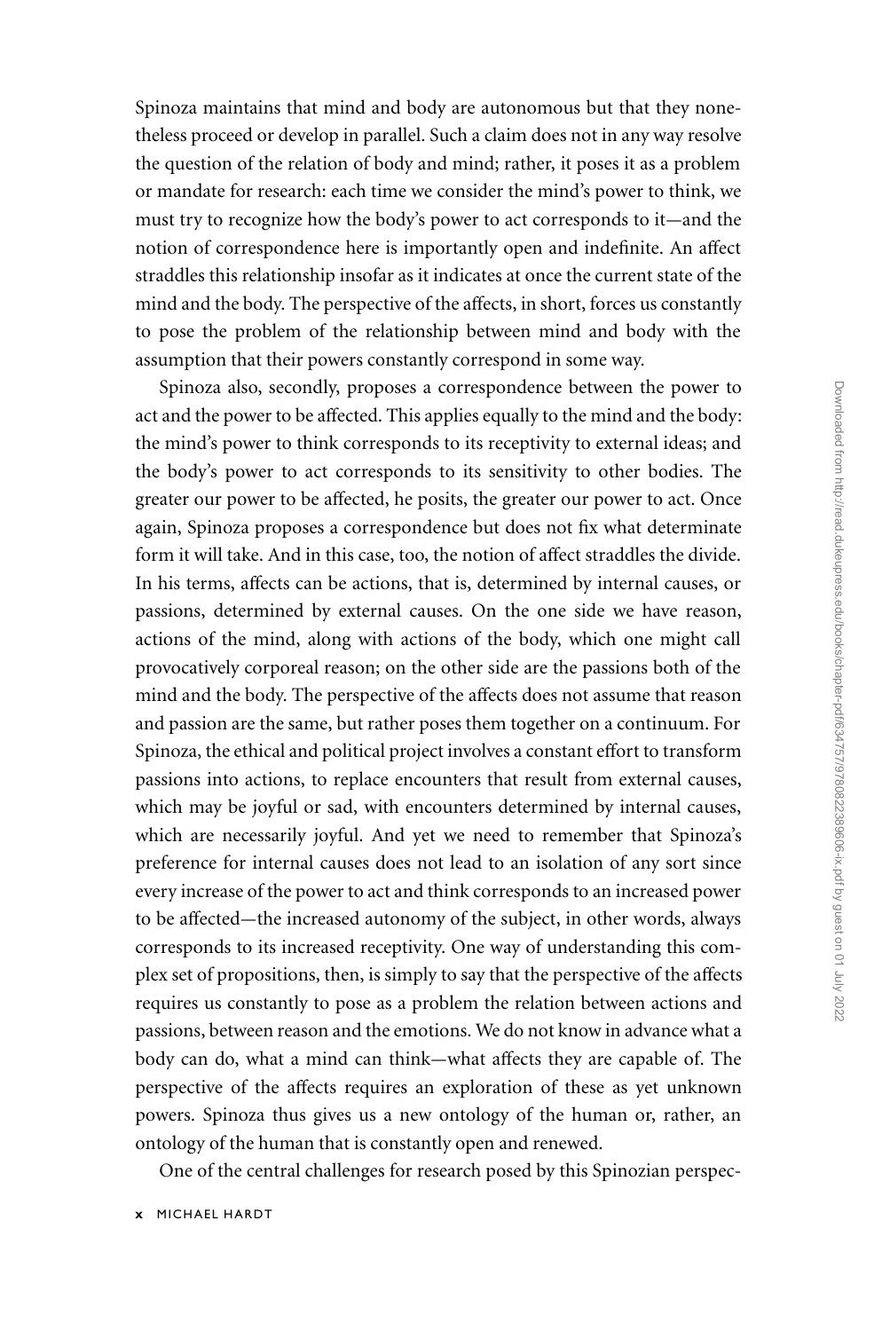Spinoza maintains that mind and body are autonomous but that they nonetheless proceed or develop in parallel. Such a claim does not in any way resolve the question of the relation of body and mind; rather, it poses it as a problem or mandate for research: each time we consider the mind's power to think, we must try to recognize how the body's power to act corresponds to it—and the notion of correspondence here is importantly open and indefinite. An affect straddles this relationship insofar as it indicates at once the current state of the mind and the body. The perspective of the affects, in short, forces us constantly to pose the problem of the relationship between mind and body with the assumption that their powers constantly correspond in some way.

Spinoza also, secondly, proposes a correspondence between the power to act and the power to be affected. This applies equally to the mind and the body: the mind's power to think corresponds to its receptivity to external ideas; and the body's power to act corresponds to its sensitivity to other bodies. The greater our power to be affected, he posits, the greater our power to act. Once again, Spinoza proposes a correspondence but does not fix what determinate form it will take. And in this case, too, the notion of affect straddles the divide. In his terms, affects can be actions, that is, determined by internal causes, or passions, determined by external causes. On the one side we have reason, actions of the mind, along with actions of the body, which one might call provocatively corporeal reason; on the other side are the passions both of the mind and the body. The perspective of the affects does not assume that reason and passion are the same, but rather poses them together on a continuum. For Spinoza, the ethical and political project involves a constant effort to transform passions into actions, to replace encounters that result from external causes, which may be joyful or sad, with encounters determined by internal causes, which are necessarily joyful. And yet we need to remember that Spinoza's preference for internal causes does not lead to an isolation of any sort since every increase of the power to act and think corresponds to an increased power to be affected—the increased autonomy of the subject, in other words, always corresponds to its increased receptivity. One way of understanding this complex set of propositions, then, is simply to say that the perspective of the affects requires us constantly to pose as a problem the relation between actions and passions, between reason and the emotions. We do not know in advance what a body can do, what a mind can think—what affects they are capable of. The perspective of the affects requires an exploration of these as yet unknown powers. Spinoza thus gives us a new ontology of the human or, rather, an ontology of the human that is constantly open and renewed.

One of the central challenges for research posed by this Spinozian perspec-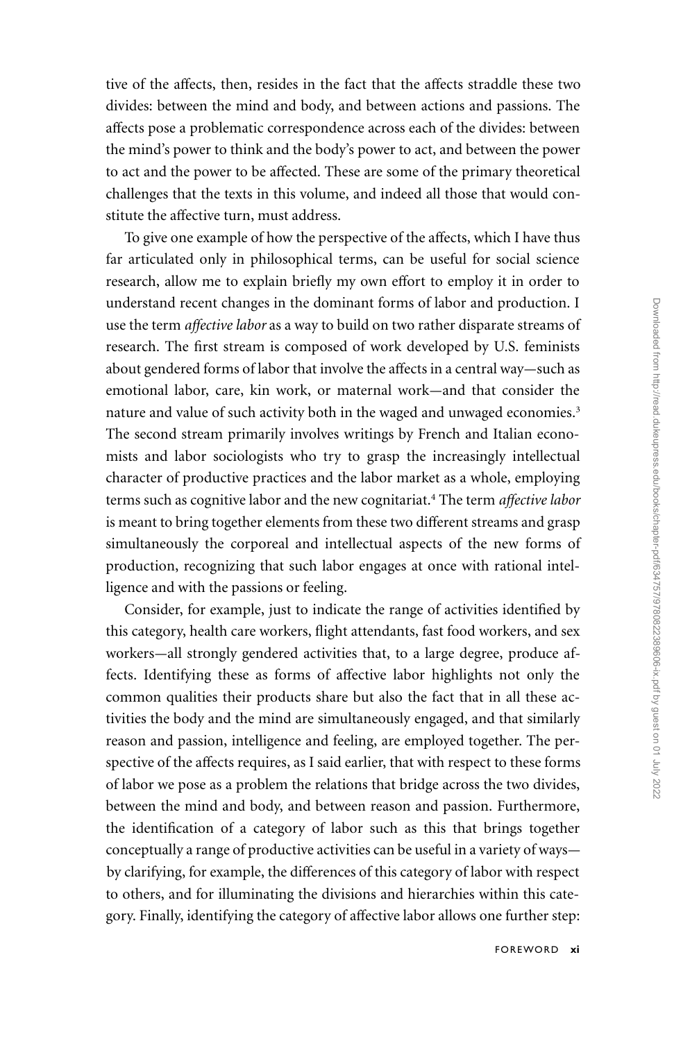tive of the affects, then, resides in the fact that the affects straddle these two divides: between the mind and body, and between actions and passions. The affects pose a problematic correspondence across each of the divides: between the mind's power to think and the body's power to act, and between the power to act and the power to be affected. These are some of the primary theoretical challenges that the texts in this volume, and indeed all those that would constitute the affective turn, must address.

To give one example of how the perspective of the affects, which I have thus far articulated only in philosophical terms, can be useful for social science research, allow me to explain briefly my own effort to employ it in order to understand recent changes in the dominant forms of labor and production. I use the term *affective labor* as a way to build on two rather disparate streams of research. The first stream is composed of work developed by U.S. feminists about gendered forms of labor that involve the affects in a central way—such as emotional labor, care, kin work, or maternal work—and that consider the nature and value of such activity both in the waged and unwaged economies.[3] The second stream primarily involves writings by French and Italian economists and labor sociologists who try to grasp the increasingly intellectual character of productive practices and the labor market as a whole, employing terms such as cognitive labor and the new cognitariat.[4] The term *affective labor* is meant to bring together elements from these two different streams and grasp simultaneously the corporeal and intellectual aspects of the new forms of production, recognizing that such labor engages at once with rational intelligence and with the passions or feeling.

Consider, for example, just to indicate the range of activities identified by this category, health care workers, flight attendants, fast food workers, and sex workers—all strongly gendered activities that, to a large degree, produce affects. Identifying these as forms of affective labor highlights not only the common qualities their products share but also the fact that in all these activities the body and the mind are simultaneously engaged, and that similarly reason and passion, intelligence and feeling, are employed together. The perspective of the affects requires, as I said earlier, that with respect to these forms of labor we pose as a problem the relations that bridge across the two divides, between the mind and body, and between reason and passion. Furthermore, the identification of a category of labor such as this that brings together conceptually a range of productive activities can be useful in a variety of ways—by clarifying, for example, the differences of this category of labor with respect to others, and for illuminating the divisions and hierarchies within this category. Finally, identifying the category of affective labor allows one further step: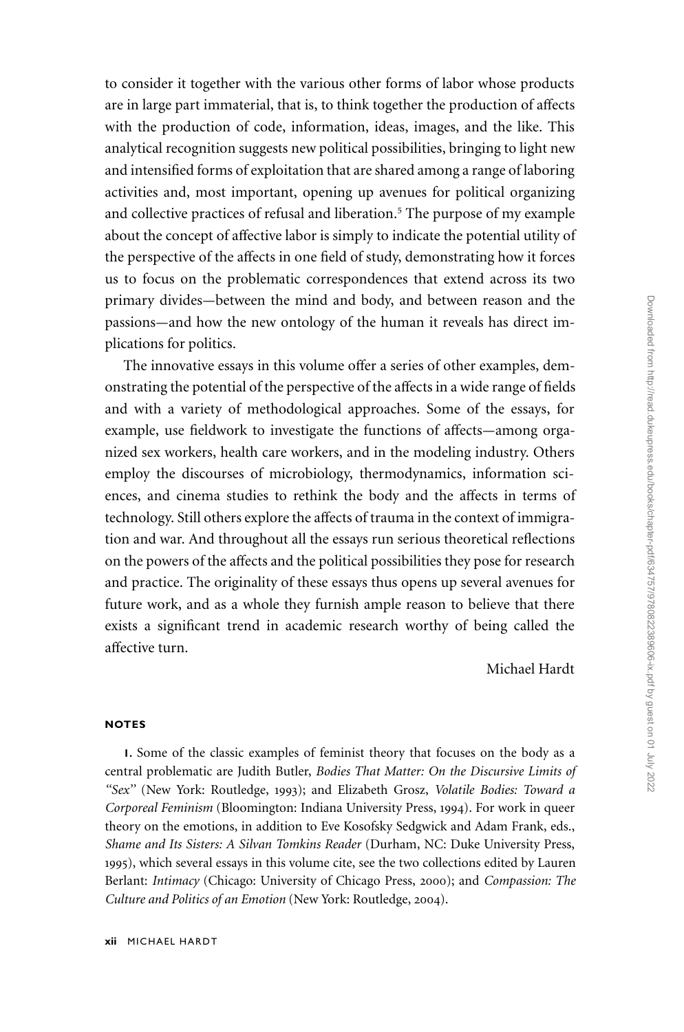to consider it together with the various other forms of labor whose products are in large part immaterial, that is, to think together the production of affects with the production of code, information, ideas, images, and the like. This analytical recognition suggests new political possibilities, bringing to light new and intensified forms of exploitation that are shared among a range of laboring activities and, most important, opening up avenues for political organizing and collective practices of refusal and liberation.[5] The purpose of my example about the concept of affective labor is simply to indicate the potential utility of the perspective of the affects in one field of study, demonstrating how it forces us to focus on the problematic correspondences that extend across its two primary divides—between the mind and body, and between reason and the passions—and how the new ontology of the human it reveals has direct implications for politics.

The innovative essays in this volume offer a series of other examples, demonstrating the potential of the perspective of the affects in a wide range of fields and with a variety of methodological approaches. Some of the essays, for example, use fieldwork to investigate the functions of affects—among organized sex workers, health care workers, and in the modeling industry. Others employ the discourses of microbiology, thermodynamics, information sciences, and cinema studies to rethink the body and the affects in terms of technology. Still others explore the affects of trauma in the context of immigration and war. And throughout all the essays run serious theoretical reflections on the powers of the affects and the political possibilities they pose for research and practice. The originality of these essays thus opens up several avenues for future work, and as a whole they furnish ample reason to believe that there exists a significant trend in academic research worthy of being called the affective turn.

Michael Hardt

## NOTES

**1.** Some of the classic examples of feminist theory that focuses on the body as a central problematic are Judith Butler, *Bodies That Matter: On the Discursive Limits of "Sex"* (New York: Routledge, 1993); and Elizabeth Grosz, *Volatile Bodies: Toward a Corporeal Feminism* (Bloomington: Indiana University Press, 1994). For work in queer theory on the emotions, in addition to Eve Kosofsky Sedgwick and Adam Frank, eds., *Shame and Its Sisters: A Silvan Tomkins Reader* (Durham, NC: Duke University Press, 1995), which several essays in this volume cite, see the two collections edited by Lauren Berlant: *Intimacy* (Chicago: University of Chicago Press, 2000); and *Compassion: The Culture and Politics of an Emotion* (New York: Routledge, 2004).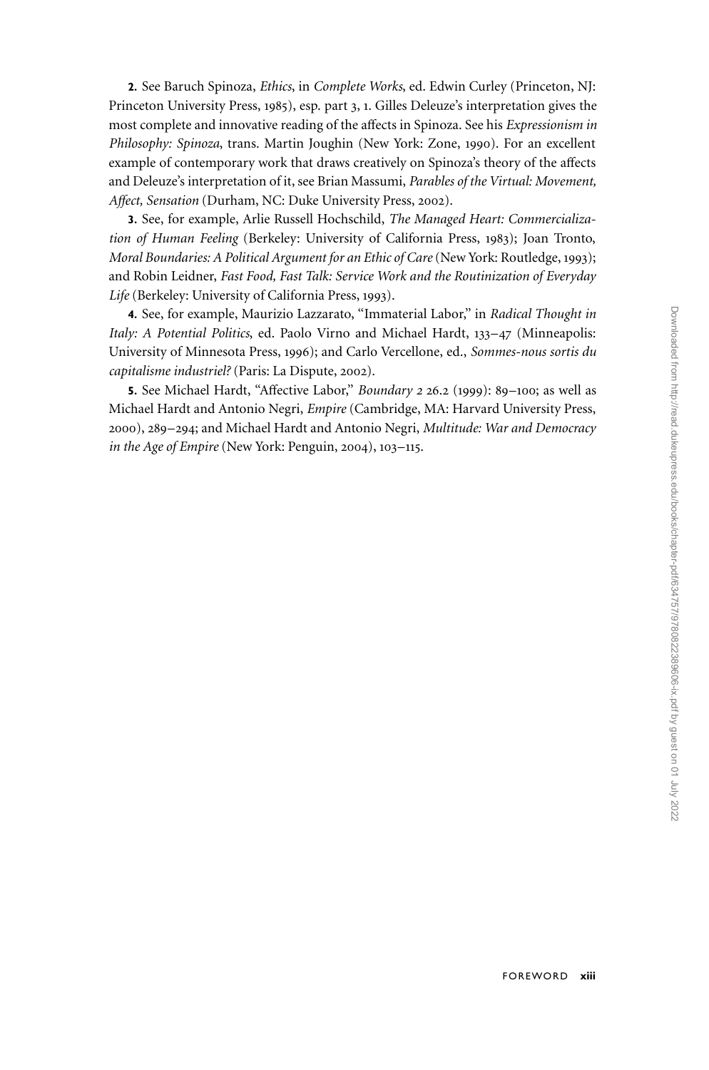**2.** See Baruch Spinoza, *Ethics*, in *Complete Works*, ed. Edwin Curley (Princeton, NJ: Princeton University Press, 1985), esp. part 3, 1. Gilles Deleuze's interpretation gives the most complete and innovative reading of the affects in Spinoza. See his *Expressionism in Philosophy: Spinoza*, trans. Martin Joughin (New York: Zone, 1990). For an excellent example of contemporary work that draws creatively on Spinoza's theory of the affects and Deleuze's interpretation of it, see Brian Massumi, *Parables of the Virtual: Movement, Affect, Sensation* (Durham, NC: Duke University Press, 2002).

**3.** See, for example, Arlie Russell Hochschild, *The Managed Heart: Commercialization of Human Feeling* (Berkeley: University of California Press, 1983); Joan Tronto, *Moral Boundaries: A Political Argument for an Ethic of Care* (New York: Routledge, 1993); and Robin Leidner, *Fast Food, Fast Talk: Service Work and the Routinization of Everyday Life* (Berkeley: University of California Press, 1993).

**4.** See, for example, Maurizio Lazzarato, "Immaterial Labor," in *Radical Thought in Italy: A Potential Politics*, ed. Paolo Virno and Michael Hardt, 133–47 (Minneapolis: University of Minnesota Press, 1996); and Carlo Vercellone, ed., *Sommes-nous sortis du capitalisme industriel?* (Paris: La Dispute, 2002).

**5.** See Michael Hardt, "Affective Labor," *Boundary 2* 26.2 (1999): 89–100; as well as Michael Hardt and Antonio Negri, *Empire* (Cambridge, MA: Harvard University Press, 2000), 289–294; and Michael Hardt and Antonio Negri, *Multitude: War and Democracy in the Age of Empire* (New York: Penguin, 2004), 103–115.